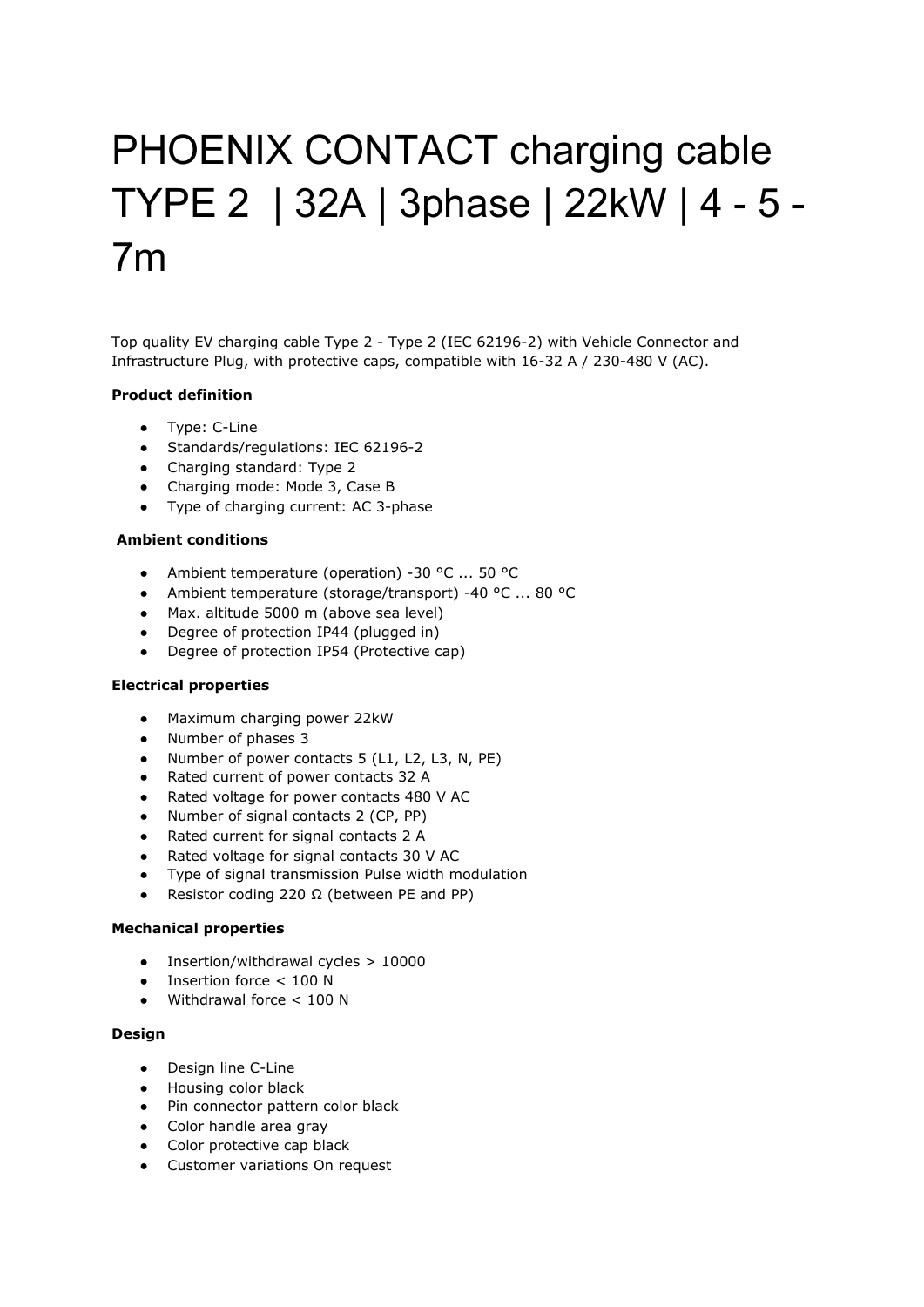# PHOENIX CONTACT charging cable TYPE 2 | 32A | 3phase | 22kW | 4 - 5 - 7m

Top quality EV charging cable Type 2 - Type 2 (IEC 62196-2) with Vehicle Connector and Infrastructure Plug, with protective caps, compatible with 16-32 A / 230-480 V (AC).

**Product definition**

- Type: C-Line
- Standards/regulations: IEC 62196-2
- Charging standard: Type 2
- Charging mode: Mode 3, Case B
- Type of charging current: AC 3-phase

**Ambient conditions**

- Ambient temperature (operation) -30 °C ... 50 °C
- Ambient temperature (storage/transport) -40 °C ... 80 °C
- Max. altitude 5000 m (above sea level)
- Degree of protection IP44 (plugged in)
- Degree of protection IP54 (Protective cap)

**Electrical properties**

- Maximum charging power 22kW
- Number of phases 3
- Number of power contacts 5 (L1, L2, L3, N, PE)
- Rated current of power contacts 32 A
- Rated voltage for power contacts 480 V AC
- Number of signal contacts 2 (CP, PP)
- Rated current for signal contacts 2 A
- Rated voltage for signal contacts 30 V AC
- Type of signal transmission Pulse width modulation
- Resistor coding 220 Ω (between PE and PP)

**Mechanical properties**

- Insertion/withdrawal cycles > 10000
- Insertion force < 100 N
- Withdrawal force < 100 N

**Design**

- Design line C-Line
- Housing color black
- Pin connector pattern color black
- Color handle area gray
- Color protective cap black
- Customer variations On request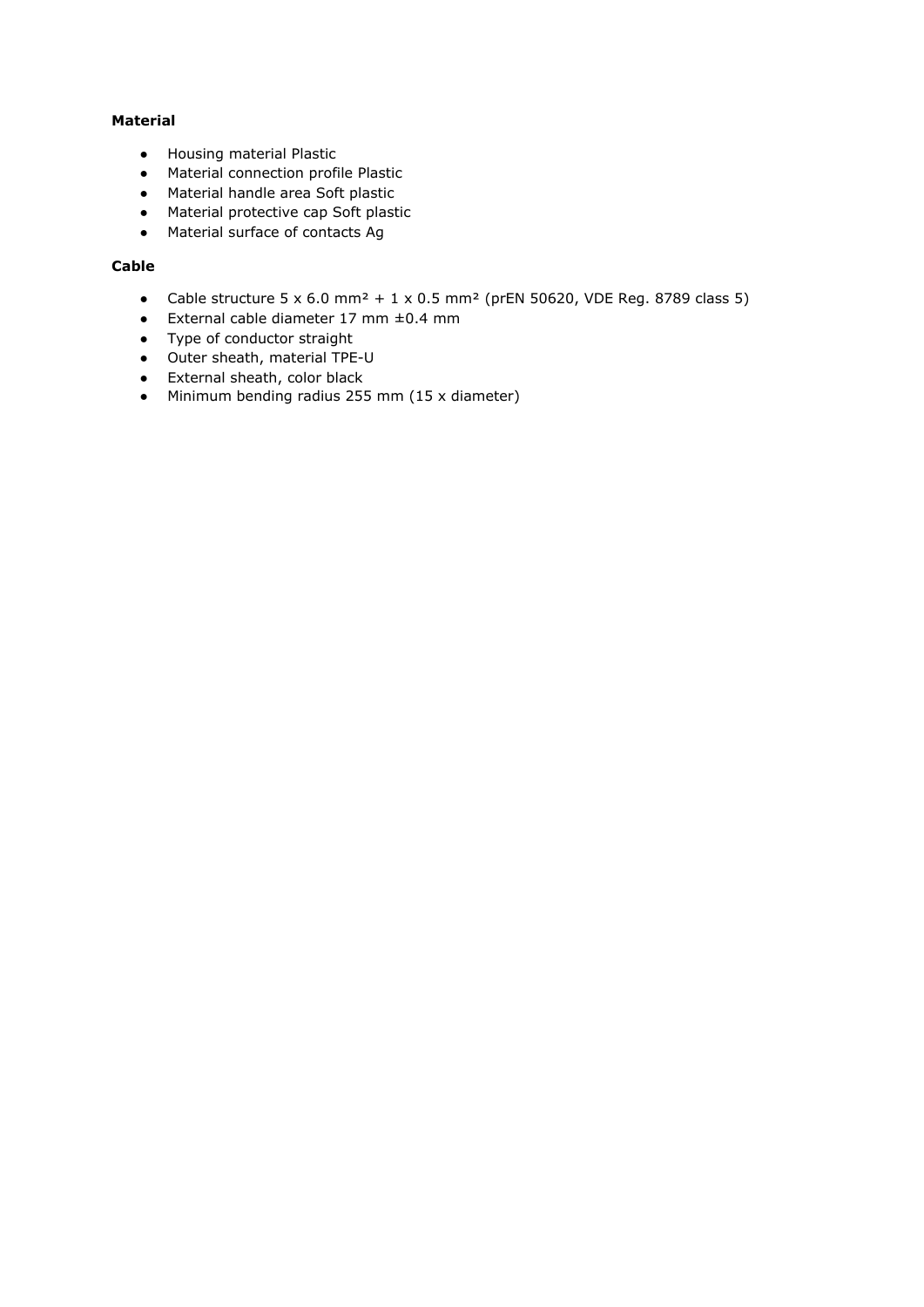**Material**

- Housing material Plastic
- Material connection profile Plastic
- Material handle area Soft plastic
- Material protective cap Soft plastic
- Material surface of contacts Ag

**Cable**

- Cable structure 5 x 6.0 mm² + 1 x 0.5 mm² (prEN 50620, VDE Reg. 8789 class 5)
- External cable diameter 17 mm ±0.4 mm
- Type of conductor straight
- Outer sheath, material TPE-U
- External sheath, color black
- Minimum bending radius 255 mm (15 x diameter)